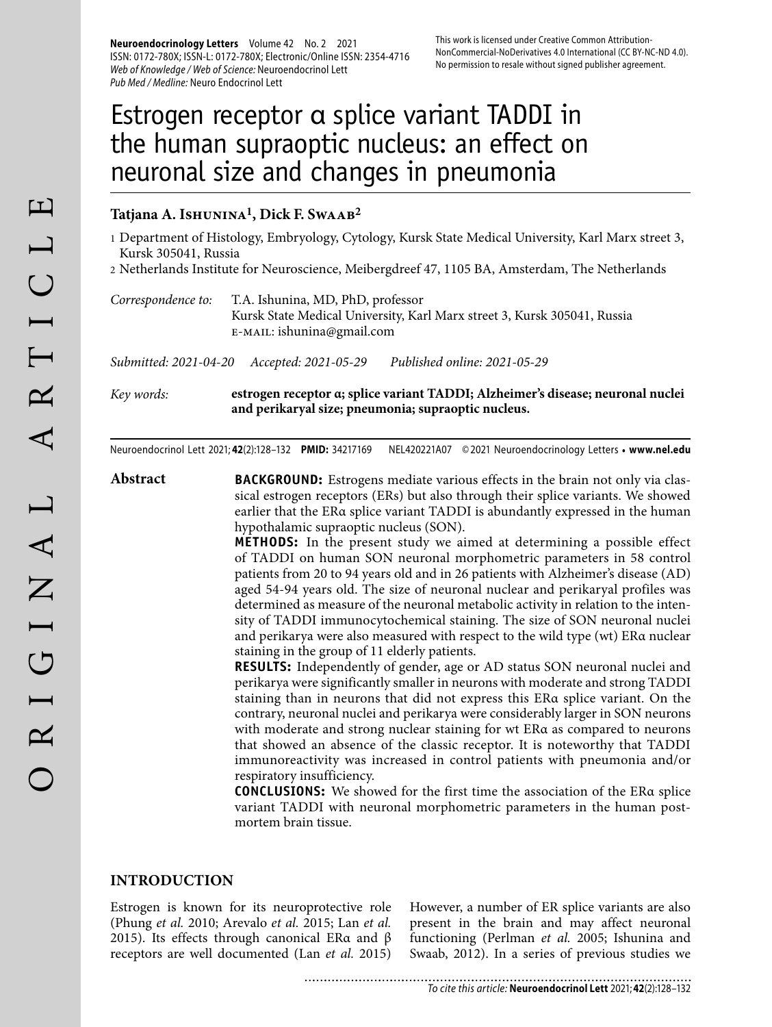# Estrogen receptor α splice variant TADDI in the human supraoptic nucleus: an effect on neuronal size and changes in pneumonia

**Tatjana A. Ishunina[1], Dick F. Swaab[2]**

1 Department of Histology, Embryology, Cytology, Kursk State Medical University, Karl Marx street 3, Kursk 305041, Russia

2 Netherlands Institute for Neuroscience, Meibergdreef 47, 1105 BA, Amsterdam, The Netherlands

*Correspondence to:* T.A. Ishunina, MD, PhD, professor
Kursk State Medical University, Karl Marx street 3, Kursk 305041, Russia
E-MAIL: ishunina@gmail.com

*Submitted: 2021-04-20 Accepted: 2021-05-29 Published online: 2021-05-29*

*Key words:* **estrogen receptor α; splice variant TADDI; Alzheimer's disease; neuronal nuclei and perikaryal size; pneumonia; supraoptic nucleus.**

Neuroendocrinol Lett 2021; **42**(2):128–132 **PMID:** 34217169 NEL420221A07 ©2021 Neuroendocrinology Letters • **www.nel.edu**

## Abstract

**BACKGROUND:** Estrogens mediate various effects in the brain not only via classical estrogen receptors (ERs) but also through their splice variants. We showed earlier that the ERα splice variant TADDI is abundantly expressed in the human hypothalamic supraoptic nucleus (SON).

**METHODS:** In the present study we aimed at determining a possible effect of TADDI on human SON neuronal morphometric parameters in 58 control patients from 20 to 94 years old and in 26 patients with Alzheimer's disease (AD) aged 54-94 years old. The size of neuronal nuclear and perikaryal profiles was determined as measure of the neuronal metabolic activity in relation to the intensity of TADDI immunocytochemical staining. The size of SON neuronal nuclei and perikarya were also measured with respect to the wild type (wt) ERα nuclear staining in the group of 11 elderly patients.

**RESULTS:** Independently of gender, age or AD status SON neuronal nuclei and perikarya were significantly smaller in neurons with moderate and strong TADDI staining than in neurons that did not express this ERα splice variant. On the contrary, neuronal nuclei and perikarya were considerably larger in SON neurons with moderate and strong nuclear staining for wt ERα as compared to neurons that showed an absence of the classic receptor. It is noteworthy that TADDI immunoreactivity was increased in control patients with pneumonia and/or respiratory insufficiency.

**CONCLUSIONS:** We showed for the first time the association of the ERα splice variant TADDI with neuronal morphometric parameters in the human postmortem brain tissue.

## INTRODUCTION

Estrogen is known for its neuroprotective role (Phung *et al.* 2010; Arevalo *et al.* 2015; Lan *et al.* 2015). Its effects through canonical ERα and β receptors are well documented (Lan *et al.* 2015) However, a number of ER splice variants are also present in the brain and may affect neuronal functioning (Perlman *et al.* 2005; Ishunina and Swaab, 2012). In a series of previous studies we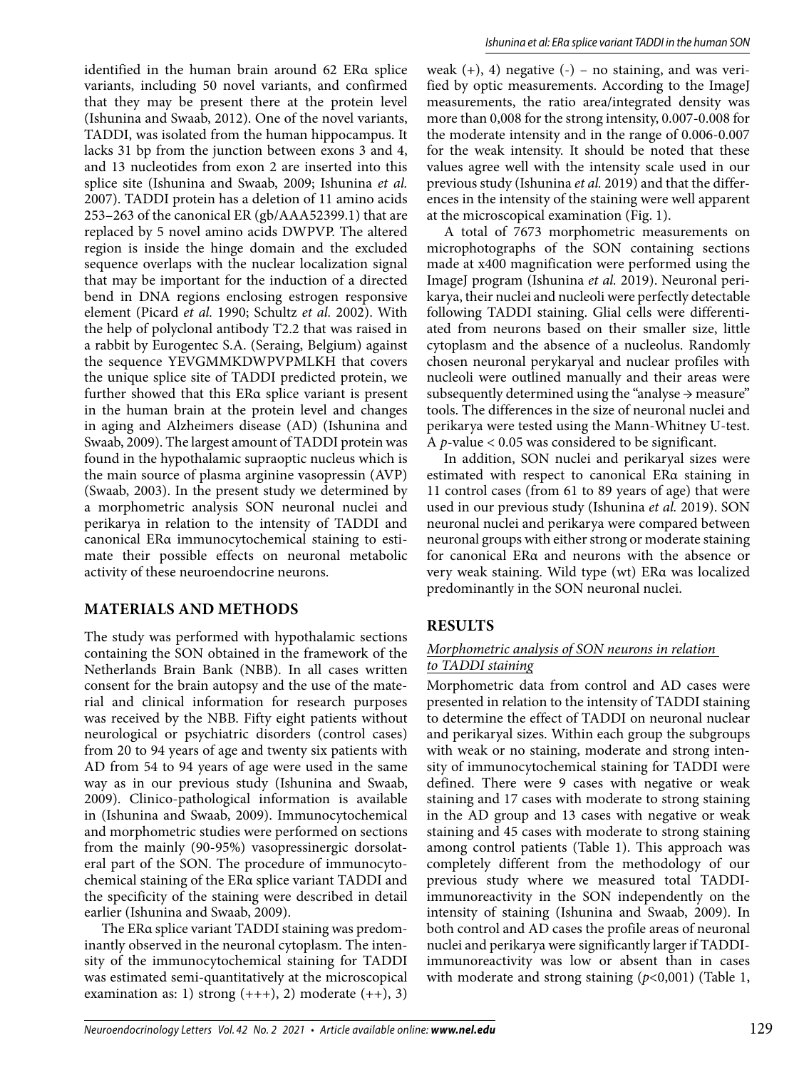identified in the human brain around 62 ERα splice variants, including 50 novel variants, and confirmed that they may be present there at the protein level (Ishunina and Swaab, 2012). One of the novel variants, TADDI, was isolated from the human hippocampus. It lacks 31 bp from the junction between exons 3 and 4, and 13 nucleotides from exon 2 are inserted into this splice site (Ishunina and Swaab, 2009; Ishunina *et al.* 2007). TADDI protein has a deletion of 11 amino acids 253–263 of the canonical ER (gb/AAA52399.1) that are replaced by 5 novel amino acids DWPVP. The altered region is inside the hinge domain and the excluded sequence overlaps with the nuclear localization signal that may be important for the induction of a directed bend in DNA regions enclosing estrogen responsive element (Picard *et al.* 1990; Schultz *et al.* 2002). With the help of polyclonal antibody T2.2 that was raised in a rabbit by Eurogentec S.A. (Seraing, Belgium) against the sequence YEVGMMKDWPVPMLKH that covers the unique splice site of TADDI predicted protein, we further showed that this ERα splice variant is present in the human brain at the protein level and changes in aging and Alzheimers disease (AD) (Ishunina and Swaab, 2009). The largest amount of TADDI protein was found in the hypothalamic supraoptic nucleus which is the main source of plasma arginine vasopressin (AVP) (Swaab, 2003). In the present study we determined by a morphometric analysis SON neuronal nuclei and perikarya in relation to the intensity of TADDI and canonical ERα immunocytochemical staining to estimate their possible effects on neuronal metabolic activity of these neuroendocrine neurons.

## MATERIALS AND METHODS

The study was performed with hypothalamic sections containing the SON obtained in the framework of the Netherlands Brain Bank (NBB). In all cases written consent for the brain autopsy and the use of the material and clinical information for research purposes was received by the NBB. Fifty eight patients without neurological or psychiatric disorders (control cases) from 20 to 94 years of age and twenty six patients with AD from 54 to 94 years of age were used in the same way as in our previous study (Ishunina and Swaab, 2009). Clinico-pathological information is available in (Ishunina and Swaab, 2009). Immunocytochemical and morphometric studies were performed on sections from the mainly (90-95%) vasopressinergic dorsolateral part of the SON. The procedure of immunocytochemical staining of the ERα splice variant TADDI and the specificity of the staining were described in detail earlier (Ishunina and Swaab, 2009).

The ERα splice variant TADDI staining was predominantly observed in the neuronal cytoplasm. The intensity of the immunocytochemical staining for TADDI was estimated semi-quantitatively at the microscopical examination as: 1) strong (+++), 2) moderate (++), 3) weak (+), 4) negative (-) – no staining, and was verified by optic measurements. According to the ImageJ measurements, the ratio area/integrated density was more than 0,008 for the strong intensity, 0.007-0.008 for the moderate intensity and in the range of 0.006-0.007 for the weak intensity. It should be noted that these values agree well with the intensity scale used in our previous study (Ishunina *et al.* 2019) and that the differences in the intensity of the staining were well apparent at the microscopical examination (Fig. 1).

A total of 7673 morphometric measurements on microphotographs of the SON containing sections made at x400 magnification were performed using the ImageJ program (Ishunina *et al.* 2019). Neuronal perikarya, their nuclei and nucleoli were perfectly detectable following TADDI staining. Glial cells were differentiated from neurons based on their smaller size, little cytoplasm and the absence of a nucleolus. Randomly chosen neuronal perykaryal and nuclear profiles with nucleoli were outlined manually and their areas were subsequently determined using the "analyse → measure" tools. The differences in the size of neuronal nuclei and perikarya were tested using the Mann-Whitney U-test. A *p*-value < 0.05 was considered to be significant.

In addition, SON nuclei and perikaryal sizes were estimated with respect to canonical ERα staining in 11 control cases (from 61 to 89 years of age) that were used in our previous study (Ishunina *et al.* 2019). SON neuronal nuclei and perikarya were compared between neuronal groups with either strong or moderate staining for canonical ERα and neurons with the absence or very weak staining. Wild type (wt) ERα was localized predominantly in the SON neuronal nuclei.

## RESULTS

### Morphometric analysis of SON neurons in relation to TADDI staining

Morphometric data from control and AD cases were presented in relation to the intensity of TADDI staining to determine the effect of TADDI on neuronal nuclear and perikaryal sizes. Within each group the subgroups with weak or no staining, moderate and strong intensity of immunocytochemical staining for TADDI were defined. There were 9 cases with negative or weak staining and 17 cases with moderate to strong staining in the AD group and 13 cases with negative or weak staining and 45 cases with moderate to strong staining among control patients (Table 1). This approach was completely different from the methodology of our previous study where we measured total TADDI-immunoreactivity in the SON independently on the intensity of staining (Ishunina and Swaab, 2009). In both control and AD cases the profile areas of neuronal nuclei and perikarya were significantly larger if TADDI-immunoreactivity was low or absent than in cases with moderate and strong staining ($p$<0,001) (Table 1,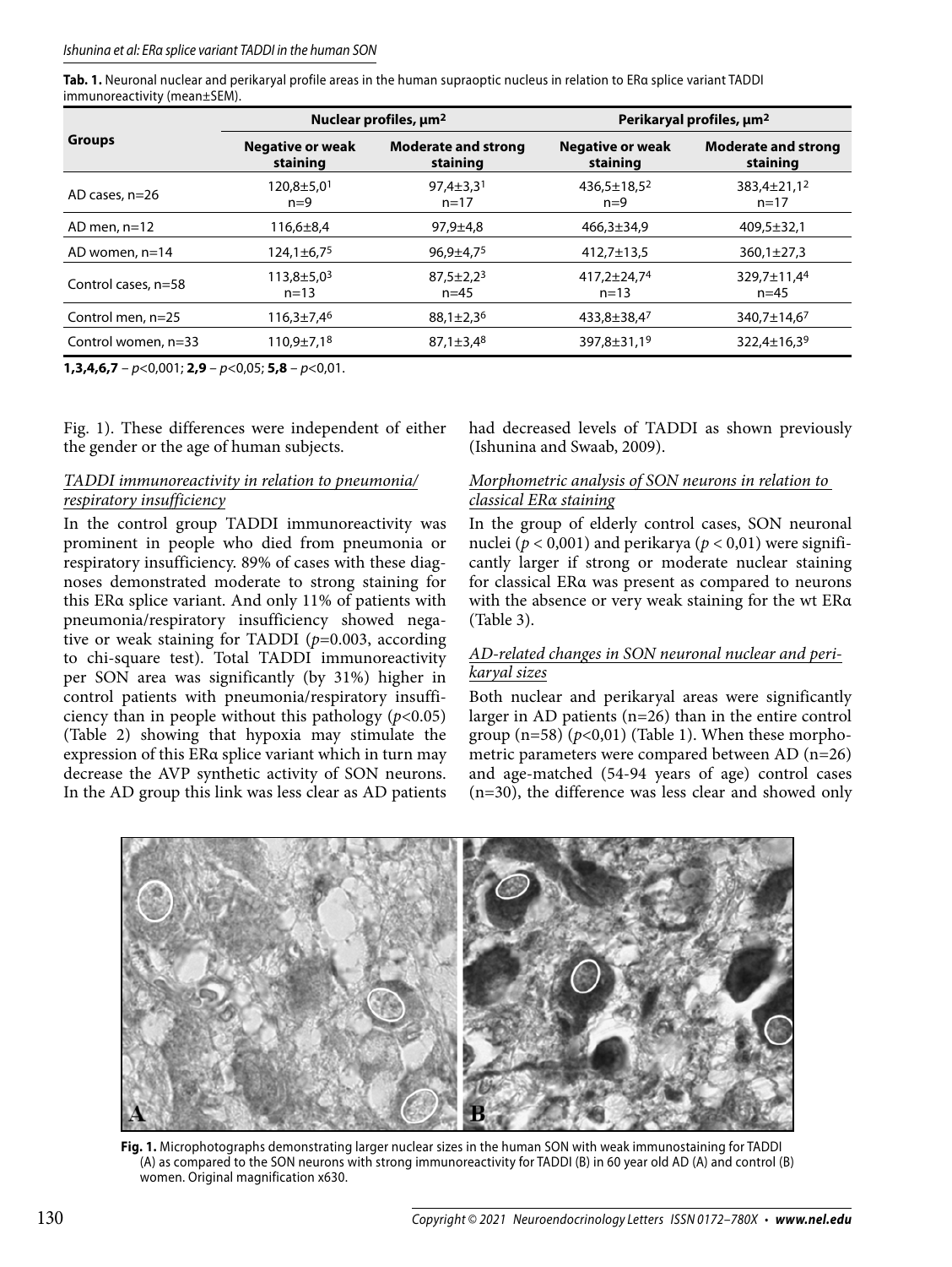**Tab. 1.** Neuronal nuclear and perikaryal profile areas in the human supraoptic nucleus in relation to ERα splice variant TADDI immunoreactivity (mean±SEM).

| Groups | Nuclear profiles, μm² | | Perikaryal profiles, μm² | |
|---|---|---|---|---|
| | Negative or weak staining | Moderate and strong staining | Negative or weak staining | Moderate and strong staining |
| AD cases, n=26 | 120,8±5,0[1] n=9 | 97,4±3,3[1] n=17 | 436,5±18,5[2] n=9 | 383,4±21,1[2] n=17 |
| AD men, n=12 | 116,6±8,4 | 97,9±4,8 | 466,3±34,9 | 409,5±32,1 |
| AD women, n=14 | 124,1±6,7[5] | 96,9±4,7[5] | 412,7±13,5 | 360,1±27,3 |
| Control cases, n=58 | 113,8±5,0[3] n=13 | 87,5±2,2[3] n=45 | 417,2±24,7[4] n=13 | 329,7±11,4[4] n=45 |
| Control men, n=25 | 116,3±7,4[6] | 88,1±2,3[6] | 433,8±38,4[7] | 340,7±14,6[7] |
| Control women, n=33 | 110,9±7,1[8] | 87,1±3,4[8] | 397,8±31,1[9] | 322,4±16,3[9] |

**1,3,4,6,7** – $p<0{,}001$; **2,9** – $p<0{,}05$; **5,8** – $p<0{,}01$.

Fig. 1). These differences were independent of either the gender or the age of human subjects.

*TADDI immunoreactivity in relation to pneumonia/ respiratory insufficiency*

In the control group TADDI immunoreactivity was prominent in people who died from pneumonia or respiratory insufficiency. 89% of cases with these diagnoses demonstrated moderate to strong staining for this ERα splice variant. And only 11% of patients with pneumonia/respiratory insufficiency showed negative or weak staining for TADDI ($p=0.003$, according to chi-square test). Total TADDI immunoreactivity per SON area was significantly (by 31%) higher in control patients with pneumonia/respiratory insufficiency than in people without this pathology ($p<0.05$) (Table 2) showing that hypoxia may stimulate the expression of this ERα splice variant which in turn may decrease the AVP synthetic activity of SON neurons. In the AD group this link was less clear as AD patients had decreased levels of TADDI as shown previously (Ishunina and Swaab, 2009).

*Morphometric analysis of SON neurons in relation to classical ERα staining*

In the group of elderly control cases, SON neuronal nuclei ($p < 0{,}001$) and perikarya ($p < 0{,}01$) were significantly larger if strong or moderate nuclear staining for classical ERα was present as compared to neurons with the absence or very weak staining for the wt ERα (Table 3).

*AD-related changes in SON neuronal nuclear and perikaryal sizes*

Both nuclear and perikaryal areas were significantly larger in AD patients (n=26) than in the entire control group (n=58) ($p<0{,}01$) (Table 1). When these morphometric parameters were compared between AD (n=26) and age-matched (54-94 years of age) control cases (n=30), the difference was less clear and showed only

**Fig. 1.** Microphotographs demonstrating larger nuclear sizes in the human SON with weak immunostaining for TADDI (A) as compared to the SON neurons with strong immunoreactivity for TADDI (B) in 60 year old AD (A) and control (B) women. Original magnification x630.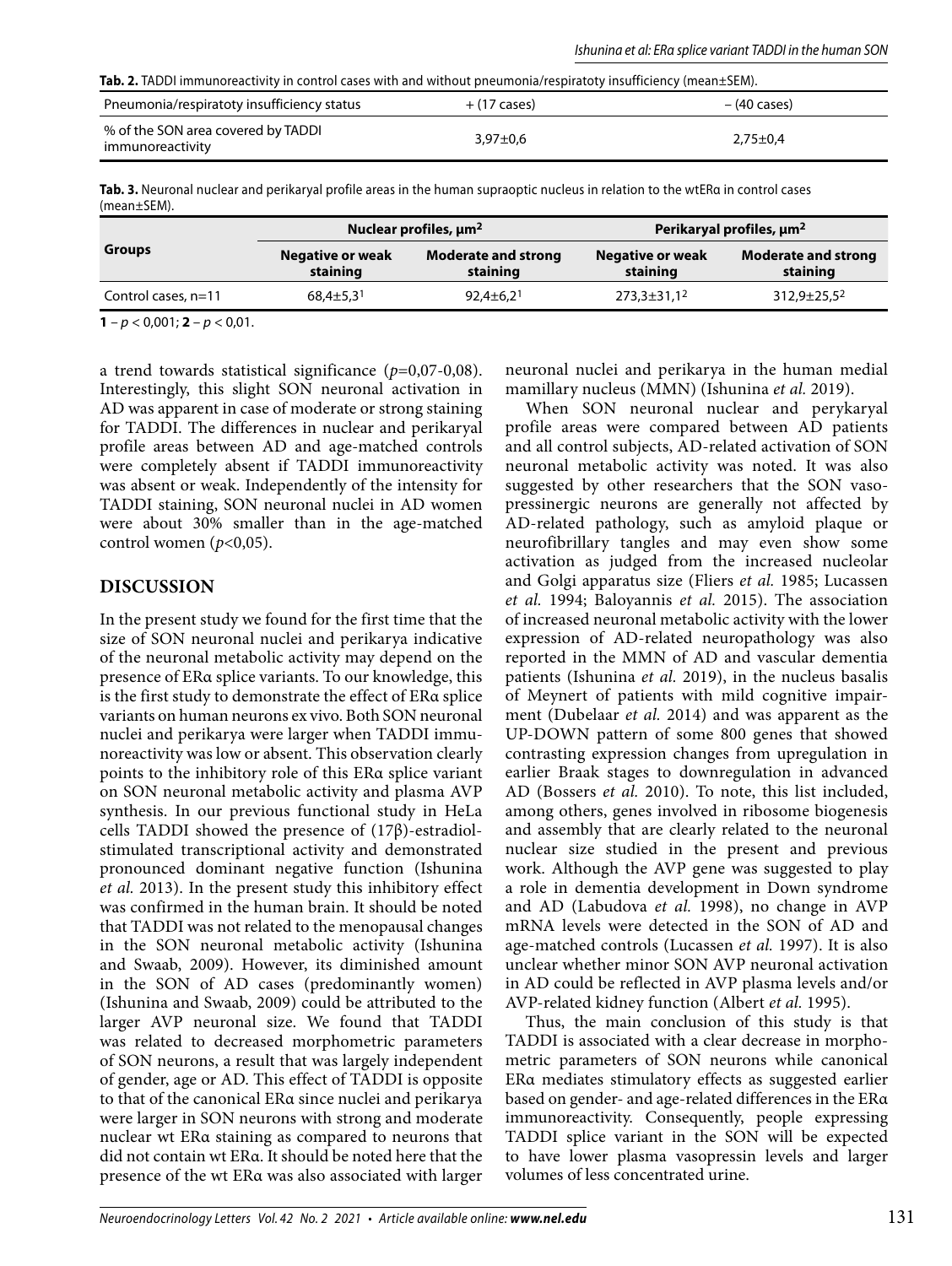**Tab. 2.** TADDI immunoreactivity in control cases with and without pneumonia/respiratoty insufficiency (mean±SEM).

| Pneumonia/respiratoty insufficiency status | + (17 cases) | – (40 cases) |
|---|---|---|
| % of the SON area covered by TADDI immunoreactivity | 3,97±0,6 | 2,75±0,4 |

**Tab. 3.** Neuronal nuclear and perikaryal profile areas in the human supraoptic nucleus in relation to the wtERα in control cases (mean±SEM).

| Groups | Nuclear profiles, μm² | | Perikaryal profiles, μm² | |
|---|---|---|---|---|
| | Negative or weak staining | Moderate and strong staining | Negative or weak staining | Moderate and strong staining |
| Control cases, n=11 | 68,4±5,3[1] | 92,4±6,2[1] | 273,3±31,1[2] | 312,9±25,5[2] |

**1** – $p < 0,001$; **2** – $p < 0,01$.

a trend towards statistical significance ($p$=0,07-0,08). Interestingly, this slight SON neuronal activation in AD was apparent in case of moderate or strong staining for TADDI. The differences in nuclear and perikaryal profile areas between AD and age-matched controls were completely absent if TADDI immunoreactivity was absent or weak. Independently of the intensity for TADDI staining, SON neuronal nuclei in AD women were about 30% smaller than in the age-matched control women ($p$<0,05).

## DISCUSSION

In the present study we found for the first time that the size of SON neuronal nuclei and perikarya indicative of the neuronal metabolic activity may depend on the presence of ERα splice variants. To our knowledge, this is the first study to demonstrate the effect of ERα splice variants on human neurons ex vivo. Both SON neuronal nuclei and perikarya were larger when TADDI immunoreactivity was low or absent. This observation clearly points to the inhibitory role of this ERα splice variant on SON neuronal metabolic activity and plasma AVP synthesis. In our previous functional study in HeLa cells TADDI showed the presence of (17β)-estradiol-stimulated transcriptional activity and demonstrated pronounced dominant negative function (Ishunina *et al.* 2013). In the present study this inhibitory effect was confirmed in the human brain. It should be noted that TADDI was not related to the menopausal changes in the SON neuronal metabolic activity (Ishunina and Swaab, 2009). However, its diminished amount in the SON of AD cases (predominantly women) (Ishunina and Swaab, 2009) could be attributed to the larger AVP neuronal size. We found that TADDI was related to decreased morphometric parameters of SON neurons, a result that was largely independent of gender, age or AD. This effect of TADDI is opposite to that of the canonical ERα since nuclei and perikarya were larger in SON neurons with strong and moderate nuclear wt ERα staining as compared to neurons that did not contain wt ERα. It should be noted here that the presence of the wt ERα was also associated with larger neuronal nuclei and perikarya in the human medial mamillary nucleus (MMN) (Ishunina *et al.* 2019).

When SON neuronal nuclear and perykaryal profile areas were compared between AD patients and all control subjects, AD-related activation of SON neuronal metabolic activity was noted. It was also suggested by other researchers that the SON vasopressinergic neurons are generally not affected by AD-related pathology, such as amyloid plaque or neurofibrillary tangles and may even show some activation as judged from the increased nucleolar and Golgi apparatus size (Fliers *et al.* 1985; Lucassen *et al.* 1994; Baloyannis *et al.* 2015). The association of increased neuronal metabolic activity with the lower expression of AD-related neuropathology was also reported in the MMN of AD and vascular dementia patients (Ishunina *et al.* 2019), in the nucleus basalis of Meynert of patients with mild cognitive impairment (Dubelaar *et al.* 2014) and was apparent as the UP-DOWN pattern of some 800 genes that showed contrasting expression changes from upregulation in earlier Braak stages to downregulation in advanced AD (Bossers *et al.* 2010). To note, this list included, among others, genes involved in ribosome biogenesis and assembly that are clearly related to the neuronal nuclear size studied in the present and previous work. Although the AVP gene was suggested to play a role in dementia development in Down syndrome and AD (Labudova *et al.* 1998), no change in AVP mRNA levels were detected in the SON of AD and age-matched controls (Lucassen *et al.* 1997). It is also unclear whether minor SON AVP neuronal activation in AD could be reflected in AVP plasma levels and/or AVP-related kidney function (Albert *et al.* 1995).

Thus, the main conclusion of this study is that TADDI is associated with a clear decrease in morphometric parameters of SON neurons while canonical ERα mediates stimulatory effects as suggested earlier based on gender- and age-related differences in the ERα immunoreactivity. Consequently, people expressing TADDI splice variant in the SON will be expected to have lower plasma vasopressin levels and larger volumes of less concentrated urine.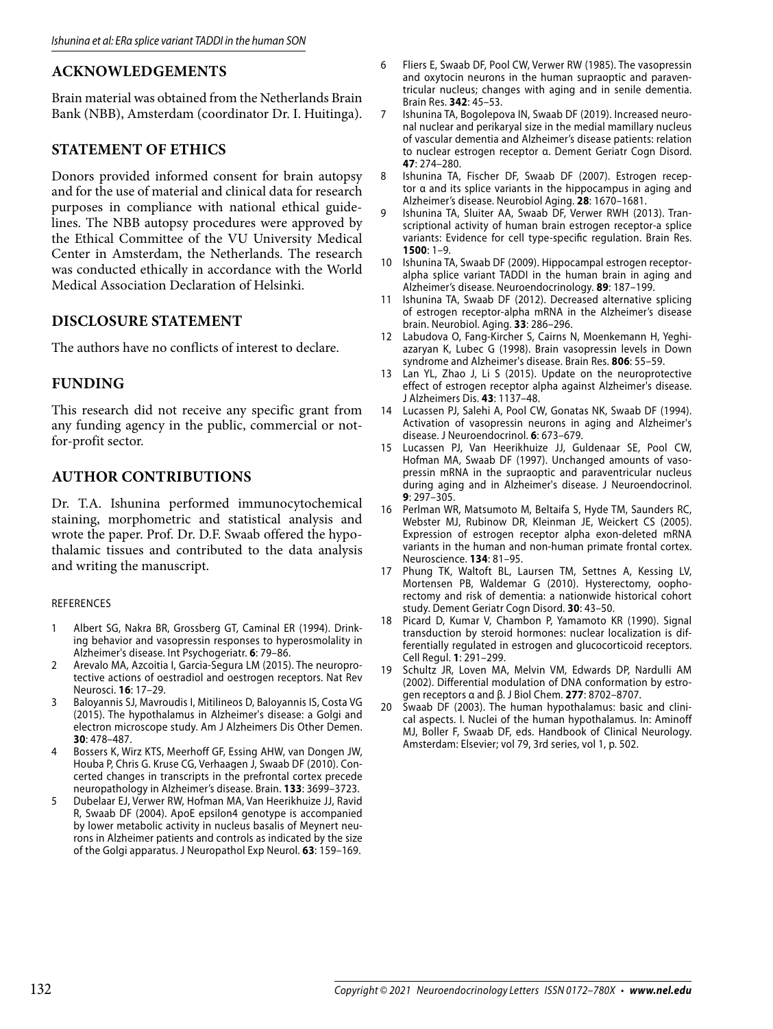## ACKNOWLEDGEMENTS

Brain material was obtained from the Netherlands Brain Bank (NBB), Amsterdam (coordinator Dr. I. Huitinga).

## STATEMENT OF ETHICS

Donors provided informed consent for brain autopsy and for the use of material and clinical data for research purposes in compliance with national ethical guidelines. The NBB autopsy procedures were approved by the Ethical Committee of the VU University Medical Center in Amsterdam, the Netherlands. The research was conducted ethically in accordance with the World Medical Association Declaration of Helsinki.

## DISCLOSURE STATEMENT

The authors have no conflicts of interest to declare.

## FUNDING

This research did not receive any specific grant from any funding agency in the public, commercial or not-for-profit sector.

## AUTHOR CONTRIBUTIONS

Dr. T.A. Ishunina performed immunocytochemical staining, morphometric and statistical analysis and wrote the paper. Prof. Dr. D.F. Swaab offered the hypothalamic tissues and contributed to the data analysis and writing the manuscript.

REFERENCES

1. Albert SG, Nakra BR, Grossberg GT, Caminal ER (1994). Drinking behavior and vasopressin responses to hyperosmolality in Alzheimer's disease. Int Psychogeriatr. **6**: 79–86.
2. Arevalo MA, Azcoitia I, Garcia-Segura LM (2015). The neuroprotective actions of oestradiol and oestrogen receptors. Nat Rev Neurosci. **16**: 17–29.
3. Baloyannis SJ, Mavroudis I, Mitilineos D, Baloyannis IS, Costa VG (2015). The hypothalamus in Alzheimer's disease: a Golgi and electron microscope study. Am J Alzheimers Dis Other Demen. **30**: 478–487.
4. Bossers K, Wirz KTS, Meerhoff GF, Essing AHW, van Dongen JW, Houba P, Chris G. Kruse CG, Verhaagen J, Swaab DF (2010). Concerted changes in transcripts in the prefrontal cortex precede neuropathology in Alzheimer's disease. Brain. **133**: 3699–3723.
5. Dubelaar EJ, Verwer RW, Hofman MA, Van Heerikhuize JJ, Ravid R, Swaab DF (2004). ApoE epsilon4 genotype is accompanied by lower metabolic activity in nucleus basalis of Meynert neurons in Alzheimer patients and controls as indicated by the size of the Golgi apparatus. J Neuropathol Exp Neurol. **63**: 159–169.
6. Fliers E, Swaab DF, Pool CW, Verwer RW (1985). The vasopressin and oxytocin neurons in the human supraoptic and paraventricular nucleus; changes with aging and in senile dementia. Brain Res. **342**: 45–53.
7. Ishunina TA, Bogolepova IN, Swaab DF (2019). Increased neuronal nuclear and perikaryal size in the medial mamillary nucleus of vascular dementia and Alzheimer's disease patients: relation to nuclear estrogen receptor α. Dement Geriatr Cogn Disord. **47**: 274–280.
8. Ishunina TA, Fischer DF, Swaab DF (2007). Estrogen receptor α and its splice variants in the hippocampus in aging and Alzheimer's disease. Neurobiol Aging. **28**: 1670–1681.
9. Ishunina TA, Sluiter AA, Swaab DF, Verwer RWH (2013). Transcriptional activity of human brain estrogen receptor-a splice variants: Evidence for cell type-specific regulation. Brain Res. **1500**: 1–9.
10. Ishunina TA, Swaab DF (2009). Hippocampal estrogen receptor-alpha splice variant TADDI in the human brain in aging and Alzheimer's disease. Neuroendocrinology. **89**: 187–199.
11. Ishunina TA, Swaab DF (2012). Decreased alternative splicing of estrogen receptor-alpha mRNA in the Alzheimer's disease brain. Neurobiol. Aging. **33**: 286–296.
12. Labudova O, Fang-Kircher S, Cairns N, Moenkemann H, Yeghiazaryan K, Lubec G (1998). Brain vasopressin levels in Down syndrome and Alzheimer's disease. Brain Res. **806**: 55–59.
13. Lan YL, Zhao J, Li S (2015). Update on the neuroprotective effect of estrogen receptor alpha against Alzheimer's disease. J Alzheimers Dis. **43**: 1137–48.
14. Lucassen PJ, Salehi A, Pool CW, Gonatas NK, Swaab DF (1994). Activation of vasopressin neurons in aging and Alzheimer's disease. J Neuroendocrinol. **6**: 673–679.
15. Lucassen PJ, Van Heerikhuize JJ, Guldenaar SE, Pool CW, Hofman MA, Swaab DF (1997). Unchanged amounts of vasopressin mRNA in the supraoptic and paraventricular nucleus during aging and in Alzheimer's disease. J Neuroendocrinol. **9**: 297–305.
16. Perlman WR, Matsumoto M, Beltaifa S, Hyde TM, Saunders RC, Webster MJ, Rubinow DR, Kleinman JE, Weickert CS (2005). Expression of estrogen receptor alpha exon-deleted mRNA variants in the human and non-human primate frontal cortex. Neuroscience. **134**: 81–95.
17. Phung TK, Waltoft BL, Laursen TM, Settnes A, Kessing LV, Mortensen PB, Waldemar G (2010). Hysterectomy, oophorectomy and risk of dementia: a nationwide historical cohort study. Dement Geriatr Cogn Disord. **30**: 43–50.
18. Picard D, Kumar V, Chambon P, Yamamoto KR (1990). Signal transduction by steroid hormones: nuclear localization is differentially regulated in estrogen and glucocorticoid receptors. Cell Regul. **1**: 291–299.
19. Schultz JR, Loven MA, Melvin VM, Edwards DP, Nardulli AM (2002). Differential modulation of DNA conformation by estrogen receptors α and β. J Biol Chem. **277**: 8702–8707.
20. Swaab DF (2003). The human hypothalamus: basic and clinical aspects. I. Nuclei of the human hypothalamus. In: Aminoff MJ, Boller F, Swaab DF, eds. Handbook of Clinical Neurology. Amsterdam: Elsevier; vol 79, 3rd series, vol 1, p. 502.